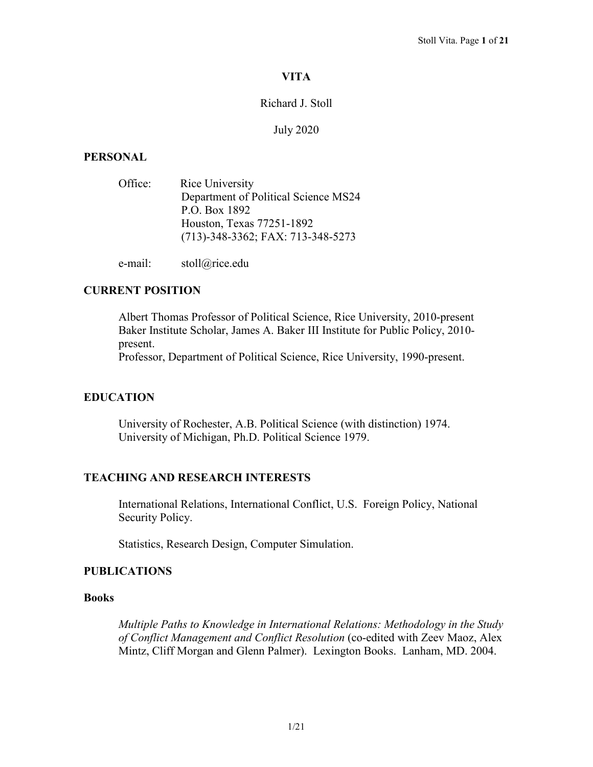# VITA

Richard J. Stoll

July 2020

## PERSONAL

Office: Rice University
Department of Political Science MS24
P.O. Box 1892
Houston, Texas 77251-1892
(713)-348-3362; FAX: 713-348-5273

e-mail: stoll@rice.edu

## CURRENT POSITION

Albert Thomas Professor of Political Science, Rice University, 2010-present
Baker Institute Scholar, James A. Baker III Institute for Public Policy, 2010-present.
Professor, Department of Political Science, Rice University, 1990-present.

## EDUCATION

University of Rochester, A.B. Political Science (with distinction) 1974.
University of Michigan, Ph.D. Political Science 1979.

## TEACHING AND RESEARCH INTERESTS

International Relations, International Conflict, U.S. Foreign Policy, National Security Policy.

Statistics, Research Design, Computer Simulation.

## PUBLICATIONS

### Books

*Multiple Paths to Knowledge in International Relations: Methodology in the Study of Conflict Management and Conflict Resolution* (co-edited with Zeev Maoz, Alex Mintz, Cliff Morgan and Glenn Palmer). Lexington Books. Lanham, MD. 2004.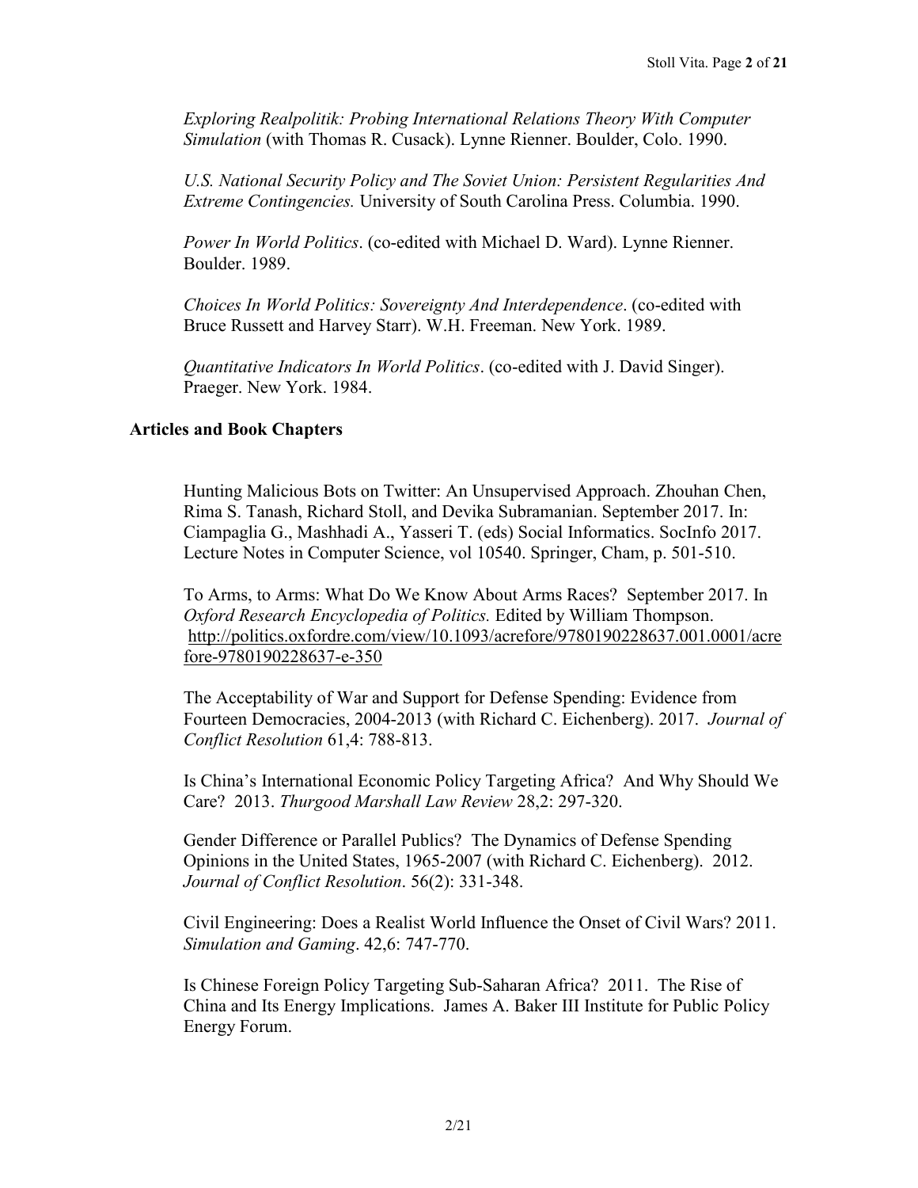*Exploring Realpolitik: Probing International Relations Theory With Computer Simulation* (with Thomas R. Cusack). Lynne Rienner. Boulder, Colo. 1990.

*U.S. National Security Policy and The Soviet Union: Persistent Regularities And Extreme Contingencies.* University of South Carolina Press. Columbia. 1990.

*Power In World Politics*. (co-edited with Michael D. Ward). Lynne Rienner. Boulder. 1989.

*Choices In World Politics: Sovereignty And Interdependence*. (co-edited with Bruce Russett and Harvey Starr). W.H. Freeman. New York. 1989.

*Quantitative Indicators In World Politics*. (co-edited with J. David Singer). Praeger. New York. 1984.

## Articles and Book Chapters

Hunting Malicious Bots on Twitter: An Unsupervised Approach. Zhouhan Chen, Rima S. Tanash, Richard Stoll, and Devika Subramanian. September 2017. In: Ciampaglia G., Mashhadi A., Yasseri T. (eds) Social Informatics. SocInfo 2017. Lecture Notes in Computer Science, vol 10540. Springer, Cham, p. 501-510.

To Arms, to Arms: What Do We Know About Arms Races? September 2017. In *Oxford Research Encyclopedia of Politics.* Edited by William Thompson. http://politics.oxfordre.com/view/10.1093/acrefore/9780190228637.001.0001/acrefore-9780190228637-e-350

The Acceptability of War and Support for Defense Spending: Evidence from Fourteen Democracies, 2004-2013 (with Richard C. Eichenberg). 2017. *Journal of Conflict Resolution* 61,4: 788-813.

Is China's International Economic Policy Targeting Africa? And Why Should We Care? 2013. *Thurgood Marshall Law Review* 28,2: 297-320.

Gender Difference or Parallel Publics? The Dynamics of Defense Spending Opinions in the United States, 1965-2007 (with Richard C. Eichenberg). 2012. *Journal of Conflict Resolution*. 56(2): 331-348.

Civil Engineering: Does a Realist World Influence the Onset of Civil Wars? 2011. *Simulation and Gaming*. 42,6: 747-770.

Is Chinese Foreign Policy Targeting Sub-Saharan Africa? 2011. The Rise of China and Its Energy Implications. James A. Baker III Institute for Public Policy Energy Forum.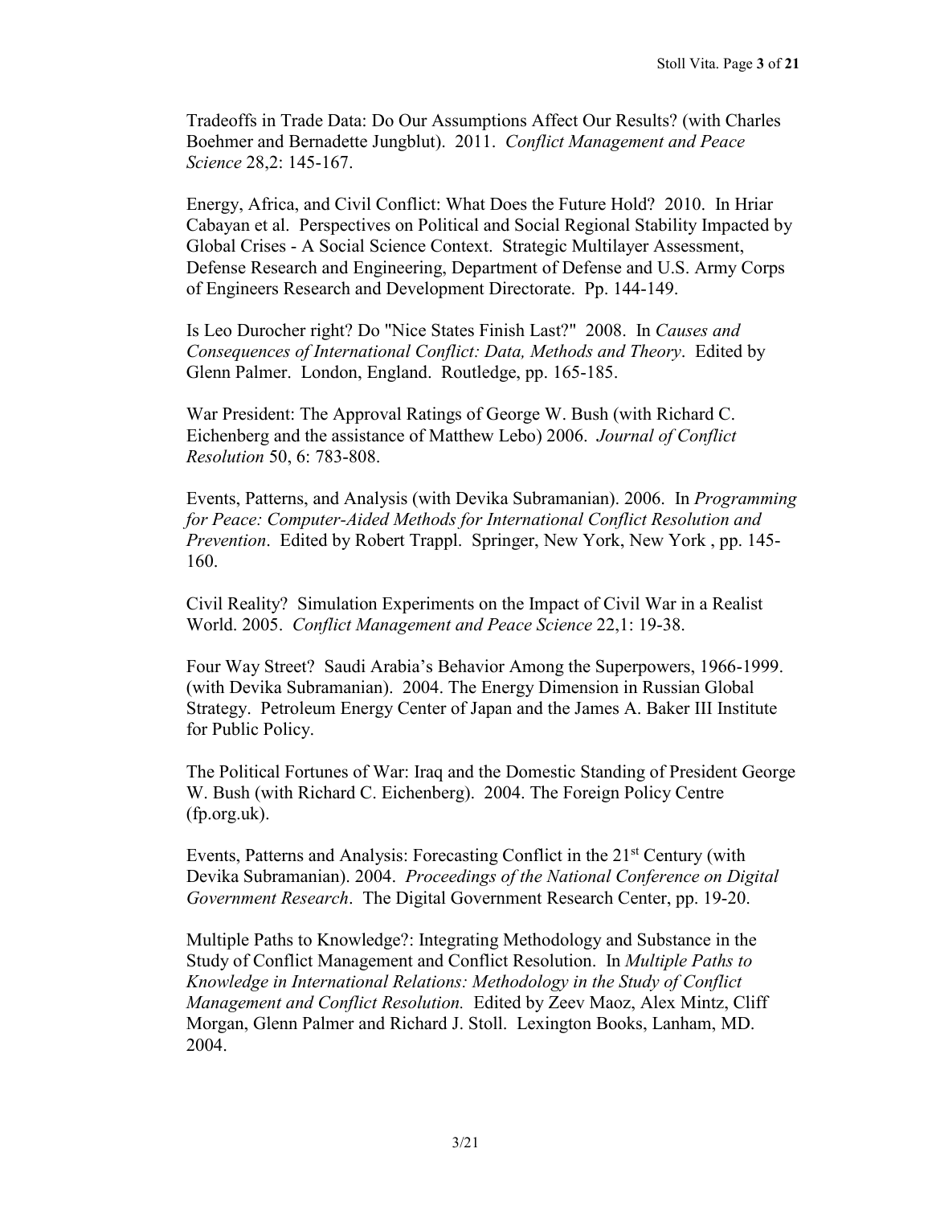Tradeoffs in Trade Data: Do Our Assumptions Affect Our Results? (with Charles Boehmer and Bernadette Jungblut). 2011. *Conflict Management and Peace Science* 28,2: 145-167.

Energy, Africa, and Civil Conflict: What Does the Future Hold? 2010. In Hriar Cabayan et al. Perspectives on Political and Social Regional Stability Impacted by Global Crises - A Social Science Context. Strategic Multilayer Assessment, Defense Research and Engineering, Department of Defense and U.S. Army Corps of Engineers Research and Development Directorate. Pp. 144-149.

Is Leo Durocher right? Do "Nice States Finish Last?" 2008. In *Causes and Consequences of International Conflict: Data, Methods and Theory*. Edited by Glenn Palmer. London, England. Routledge, pp. 165-185.

War President: The Approval Ratings of George W. Bush (with Richard C. Eichenberg and the assistance of Matthew Lebo) 2006. *Journal of Conflict Resolution* 50, 6: 783-808.

Events, Patterns, and Analysis (with Devika Subramanian). 2006. In *Programming for Peace: Computer-Aided Methods for International Conflict Resolution and Prevention*. Edited by Robert Trappl. Springer, New York, New York , pp. 145-160.

Civil Reality? Simulation Experiments on the Impact of Civil War in a Realist World. 2005. *Conflict Management and Peace Science* 22,1: 19-38.

Four Way Street? Saudi Arabia's Behavior Among the Superpowers, 1966-1999. (with Devika Subramanian). 2004. The Energy Dimension in Russian Global Strategy. Petroleum Energy Center of Japan and the James A. Baker III Institute for Public Policy.

The Political Fortunes of War: Iraq and the Domestic Standing of President George W. Bush (with Richard C. Eichenberg). 2004. The Foreign Policy Centre (fp.org.uk).

Events, Patterns and Analysis: Forecasting Conflict in the 21st Century (with Devika Subramanian). 2004. *Proceedings of the National Conference on Digital Government Research*. The Digital Government Research Center, pp. 19-20.

Multiple Paths to Knowledge?: Integrating Methodology and Substance in the Study of Conflict Management and Conflict Resolution. In *Multiple Paths to Knowledge in International Relations: Methodology in the Study of Conflict Management and Conflict Resolution.* Edited by Zeev Maoz, Alex Mintz, Cliff Morgan, Glenn Palmer and Richard J. Stoll. Lexington Books, Lanham, MD. 2004.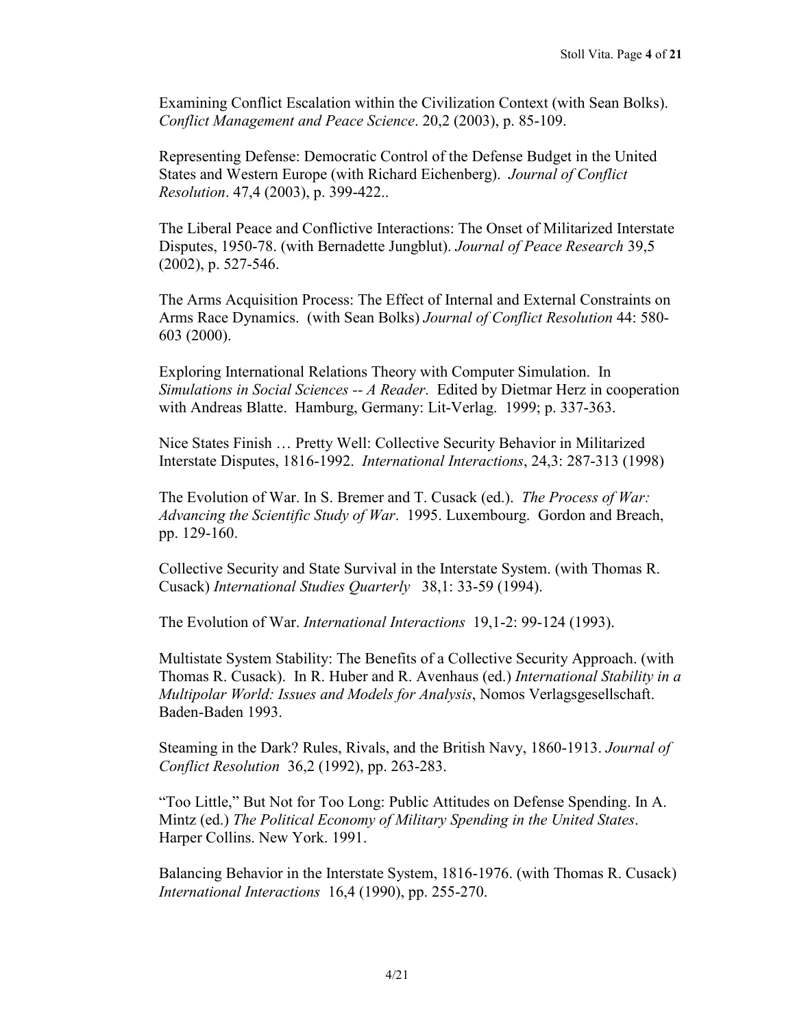Examining Conflict Escalation within the Civilization Context (with Sean Bolks). *Conflict Management and Peace Science*. 20,2 (2003), p. 85-109.

Representing Defense: Democratic Control of the Defense Budget in the United States and Western Europe (with Richard Eichenberg). *Journal of Conflict Resolution*. 47,4 (2003), p. 399-422..

The Liberal Peace and Conflictive Interactions: The Onset of Militarized Interstate Disputes, 1950-78. (with Bernadette Jungblut). *Journal of Peace Research* 39,5 (2002), p. 527-546.

The Arms Acquisition Process: The Effect of Internal and External Constraints on Arms Race Dynamics. (with Sean Bolks) *Journal of Conflict Resolution* 44: 580-603 (2000).

Exploring International Relations Theory with Computer Simulation. In *Simulations in Social Sciences -- A Reader*. Edited by Dietmar Herz in cooperation with Andreas Blatte. Hamburg, Germany: Lit-Verlag. 1999; p. 337-363.

Nice States Finish … Pretty Well: Collective Security Behavior in Militarized Interstate Disputes, 1816-1992. *International Interactions*, 24,3: 287-313 (1998)

The Evolution of War. In S. Bremer and T. Cusack (ed.). *The Process of War: Advancing the Scientific Study of War*. 1995. Luxembourg. Gordon and Breach, pp. 129-160.

Collective Security and State Survival in the Interstate System. (with Thomas R. Cusack) *International Studies Quarterly* 38,1: 33-59 (1994).

The Evolution of War. *International Interactions* 19,1-2: 99-124 (1993).

Multistate System Stability: The Benefits of a Collective Security Approach. (with Thomas R. Cusack). In R. Huber and R. Avenhaus (ed.) *International Stability in a Multipolar World: Issues and Models for Analysis*, Nomos Verlagsgesellschaft. Baden-Baden 1993.

Steaming in the Dark? Rules, Rivals, and the British Navy, 1860-1913. *Journal of Conflict Resolution* 36,2 (1992), pp. 263-283.

"Too Little," But Not for Too Long: Public Attitudes on Defense Spending. In A. Mintz (ed.) *The Political Economy of Military Spending in the United States*. Harper Collins. New York. 1991.

Balancing Behavior in the Interstate System, 1816-1976. (with Thomas R. Cusack) *International Interactions* 16,4 (1990), pp. 255-270.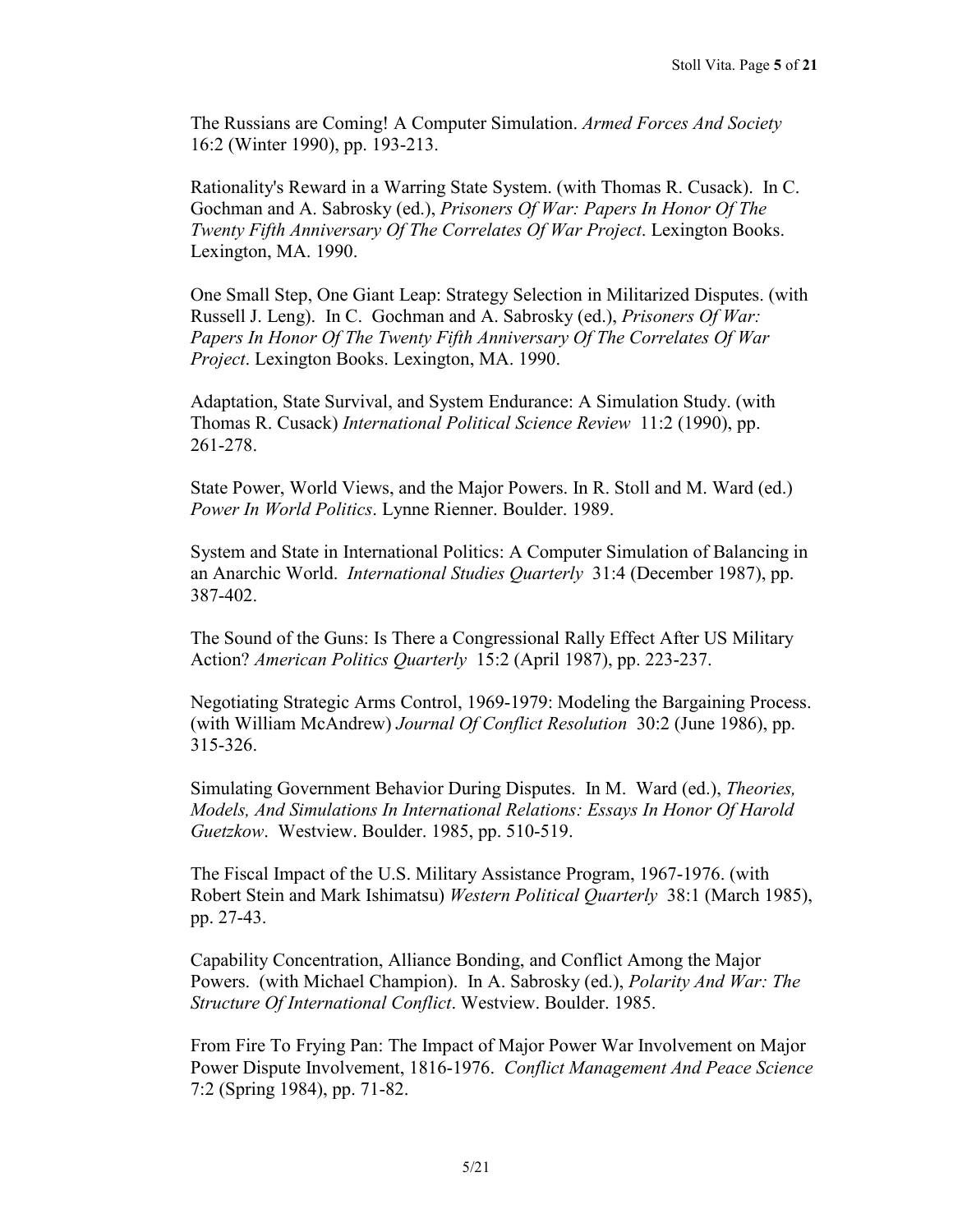The Russians are Coming! A Computer Simulation. *Armed Forces And Society* 16:2 (Winter 1990), pp. 193-213.

Rationality's Reward in a Warring State System. (with Thomas R. Cusack). In C. Gochman and A. Sabrosky (ed.), *Prisoners Of War: Papers In Honor Of The Twenty Fifth Anniversary Of The Correlates Of War Project*. Lexington Books. Lexington, MA. 1990.

One Small Step, One Giant Leap: Strategy Selection in Militarized Disputes. (with Russell J. Leng). In C. Gochman and A. Sabrosky (ed.), *Prisoners Of War: Papers In Honor Of The Twenty Fifth Anniversary Of The Correlates Of War Project*. Lexington Books. Lexington, MA. 1990.

Adaptation, State Survival, and System Endurance: A Simulation Study. (with Thomas R. Cusack) *International Political Science Review* 11:2 (1990), pp. 261-278.

State Power, World Views, and the Major Powers. In R. Stoll and M. Ward (ed.) *Power In World Politics*. Lynne Rienner. Boulder. 1989.

System and State in International Politics: A Computer Simulation of Balancing in an Anarchic World. *International Studies Quarterly* 31:4 (December 1987), pp. 387-402.

The Sound of the Guns: Is There a Congressional Rally Effect After US Military Action? *American Politics Quarterly* 15:2 (April 1987), pp. 223-237.

Negotiating Strategic Arms Control, 1969-1979: Modeling the Bargaining Process. (with William McAndrew) *Journal Of Conflict Resolution* 30:2 (June 1986), pp. 315-326.

Simulating Government Behavior During Disputes. In M. Ward (ed.), *Theories, Models, And Simulations In International Relations: Essays In Honor Of Harold Guetzkow*. Westview. Boulder. 1985, pp. 510-519.

The Fiscal Impact of the U.S. Military Assistance Program, 1967-1976. (with Robert Stein and Mark Ishimatsu) *Western Political Quarterly* 38:1 (March 1985), pp. 27-43.

Capability Concentration, Alliance Bonding, and Conflict Among the Major Powers. (with Michael Champion). In A. Sabrosky (ed.), *Polarity And War: The Structure Of International Conflict*. Westview. Boulder. 1985.

From Fire To Frying Pan: The Impact of Major Power War Involvement on Major Power Dispute Involvement, 1816-1976. *Conflict Management And Peace Science* 7:2 (Spring 1984), pp. 71-82.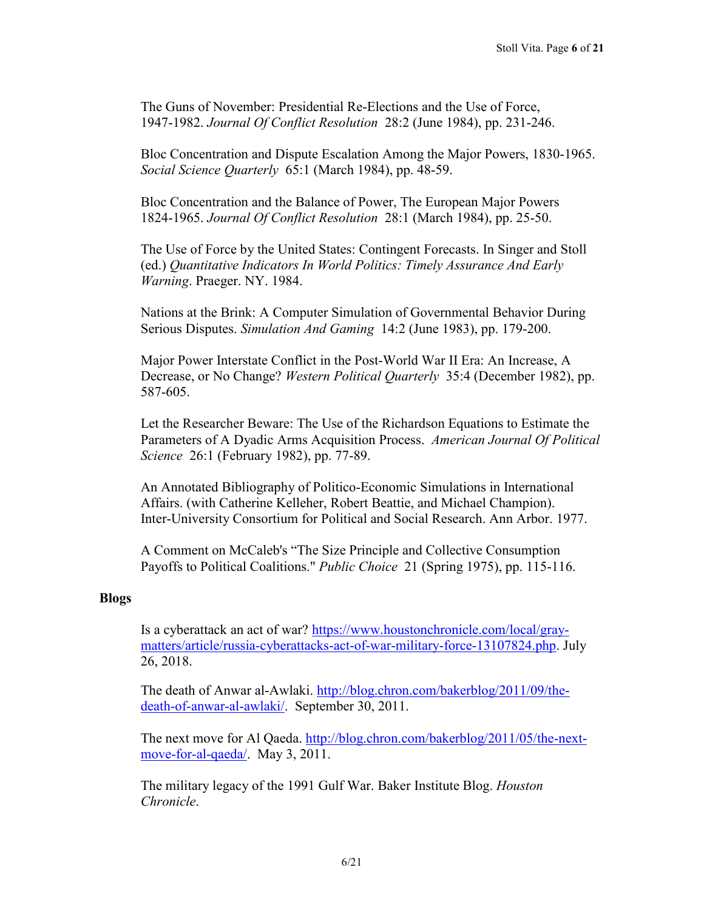The Guns of November: Presidential Re-Elections and the Use of Force, 1947-1982. *Journal Of Conflict Resolution* 28:2 (June 1984), pp. 231-246.

Bloc Concentration and Dispute Escalation Among the Major Powers, 1830-1965. *Social Science Quarterly* 65:1 (March 1984), pp. 48-59.

Bloc Concentration and the Balance of Power, The European Major Powers 1824-1965. *Journal Of Conflict Resolution* 28:1 (March 1984), pp. 25-50.

The Use of Force by the United States: Contingent Forecasts. In Singer and Stoll (ed.) *Quantitative Indicators In World Politics: Timely Assurance And Early Warning*. Praeger. NY. 1984.

Nations at the Brink: A Computer Simulation of Governmental Behavior During Serious Disputes. *Simulation And Gaming* 14:2 (June 1983), pp. 179-200.

Major Power Interstate Conflict in the Post-World War II Era: An Increase, A Decrease, or No Change? *Western Political Quarterly* 35:4 (December 1982), pp. 587-605.

Let the Researcher Beware: The Use of the Richardson Equations to Estimate the Parameters of A Dyadic Arms Acquisition Process. *American Journal Of Political Science* 26:1 (February 1982), pp. 77-89.

An Annotated Bibliography of Politico-Economic Simulations in International Affairs. (with Catherine Kelleher, Robert Beattie, and Michael Champion). Inter-University Consortium for Political and Social Research. Ann Arbor. 1977.

A Comment on McCaleb's "The Size Principle and Collective Consumption Payoffs to Political Coalitions." *Public Choice* 21 (Spring 1975), pp. 115-116.

**Blogs**

Is a cyberattack an act of war? https://www.houstonchronicle.com/local/gray-matters/article/russia-cyberattacks-act-of-war-military-force-13107824.php. July 26, 2018.

The death of Anwar al-Awlaki. http://blog.chron.com/bakerblog/2011/09/the-death-of-anwar-al-awlaki/. September 30, 2011.

The next move for Al Qaeda. http://blog.chron.com/bakerblog/2011/05/the-next-move-for-al-qaeda/. May 3, 2011.

The military legacy of the 1991 Gulf War. Baker Institute Blog. *Houston Chronicle*.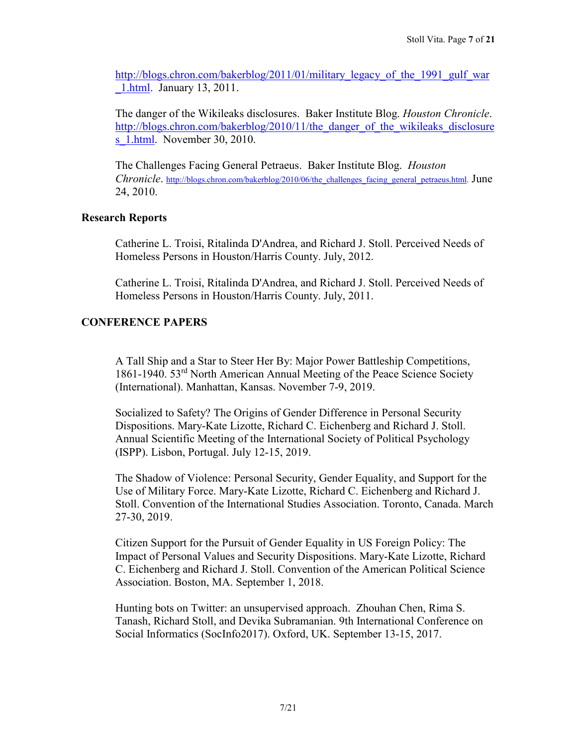http://blogs.chron.com/bakerblog/2011/01/military_legacy_of_the_1991_gulf_war_1.html. January 13, 2011.

The danger of the Wikileaks disclosures. Baker Institute Blog. *Houston Chronicle*. http://blogs.chron.com/bakerblog/2010/11/the_danger_of_the_wikileaks_disclosures_1.html. November 30, 2010.

The Challenges Facing General Petraeus. Baker Institute Blog. *Houston Chronicle*. http://blogs.chron.com/bakerblog/2010/06/the_challenges_facing_general_petraeus.html. June 24, 2010.

### Research Reports

Catherine L. Troisi, Ritalinda D'Andrea, and Richard J. Stoll. Perceived Needs of Homeless Persons in Houston/Harris County. July, 2012.

Catherine L. Troisi, Ritalinda D'Andrea, and Richard J. Stoll. Perceived Needs of Homeless Persons in Houston/Harris County. July, 2011.

## CONFERENCE PAPERS

A Tall Ship and a Star to Steer Her By: Major Power Battleship Competitions, 1861-1940. 53rd North American Annual Meeting of the Peace Science Society (International). Manhattan, Kansas. November 7-9, 2019.

Socialized to Safety? The Origins of Gender Difference in Personal Security Dispositions. Mary-Kate Lizotte, Richard C. Eichenberg and Richard J. Stoll. Annual Scientific Meeting of the International Society of Political Psychology (ISPP). Lisbon, Portugal. July 12-15, 2019.

The Shadow of Violence: Personal Security, Gender Equality, and Support for the Use of Military Force. Mary-Kate Lizotte, Richard C. Eichenberg and Richard J. Stoll. Convention of the International Studies Association. Toronto, Canada. March 27-30, 2019.

Citizen Support for the Pursuit of Gender Equality in US Foreign Policy: The Impact of Personal Values and Security Dispositions. Mary-Kate Lizotte, Richard C. Eichenberg and Richard J. Stoll. Convention of the American Political Science Association. Boston, MA. September 1, 2018.

Hunting bots on Twitter: an unsupervised approach. Zhouhan Chen, Rima S. Tanash, Richard Stoll, and Devika Subramanian. 9th International Conference on Social Informatics (SocInfo2017). Oxford, UK. September 13-15, 2017.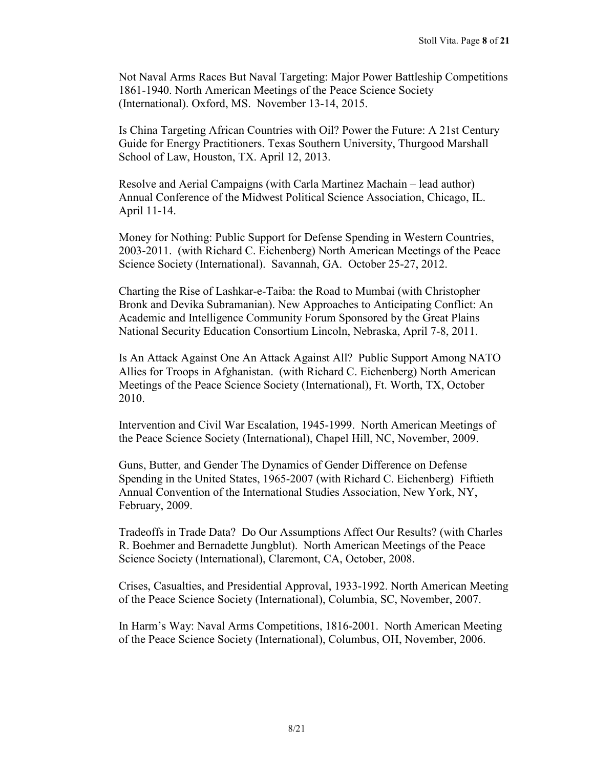Not Naval Arms Races But Naval Targeting: Major Power Battleship Competitions 1861-1940. North American Meetings of the Peace Science Society (International). Oxford, MS. November 13-14, 2015.

Is China Targeting African Countries with Oil? Power the Future: A 21st Century Guide for Energy Practitioners. Texas Southern University, Thurgood Marshall School of Law, Houston, TX. April 12, 2013.

Resolve and Aerial Campaigns (with Carla Martinez Machain – lead author) Annual Conference of the Midwest Political Science Association, Chicago, IL. April 11-14.

Money for Nothing: Public Support for Defense Spending in Western Countries, 2003-2011. (with Richard C. Eichenberg) North American Meetings of the Peace Science Society (International). Savannah, GA. October 25-27, 2012.

Charting the Rise of Lashkar-e-Taiba: the Road to Mumbai (with Christopher Bronk and Devika Subramanian). New Approaches to Anticipating Conflict: An Academic and Intelligence Community Forum Sponsored by the Great Plains National Security Education Consortium Lincoln, Nebraska, April 7-8, 2011.

Is An Attack Against One An Attack Against All? Public Support Among NATO Allies for Troops in Afghanistan. (with Richard C. Eichenberg) North American Meetings of the Peace Science Society (International), Ft. Worth, TX, October 2010.

Intervention and Civil War Escalation, 1945-1999. North American Meetings of the Peace Science Society (International), Chapel Hill, NC, November, 2009.

Guns, Butter, and Gender The Dynamics of Gender Difference on Defense Spending in the United States, 1965-2007 (with Richard C. Eichenberg) Fiftieth Annual Convention of the International Studies Association, New York, NY, February, 2009.

Tradeoffs in Trade Data? Do Our Assumptions Affect Our Results? (with Charles R. Boehmer and Bernadette Jungblut). North American Meetings of the Peace Science Society (International), Claremont, CA, October, 2008.

Crises, Casualties, and Presidential Approval, 1933-1992. North American Meeting of the Peace Science Society (International), Columbia, SC, November, 2007.

In Harm's Way: Naval Arms Competitions, 1816-2001. North American Meeting of the Peace Science Society (International), Columbus, OH, November, 2006.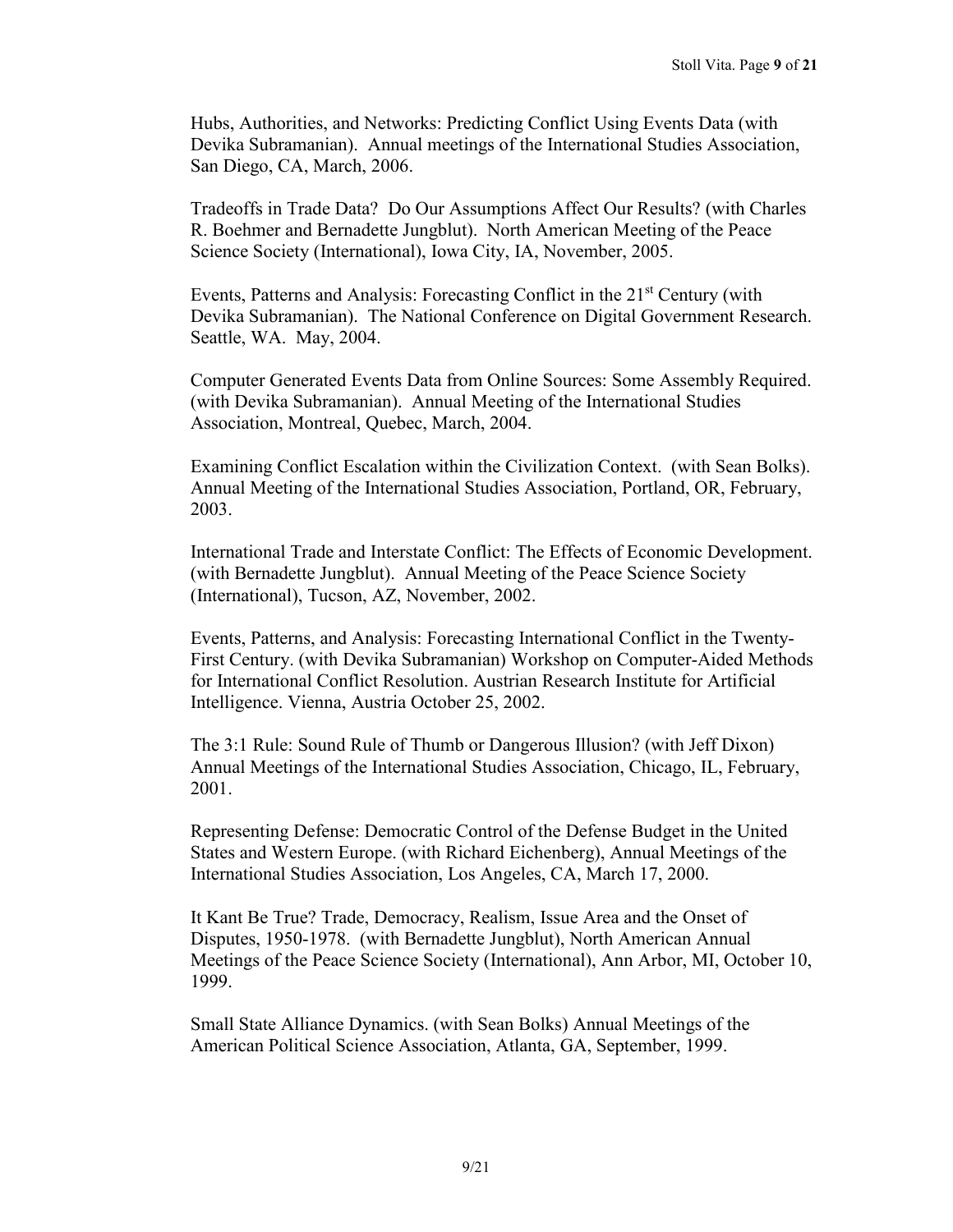Hubs, Authorities, and Networks: Predicting Conflict Using Events Data (with Devika Subramanian). Annual meetings of the International Studies Association, San Diego, CA, March, 2006.

Tradeoffs in Trade Data? Do Our Assumptions Affect Our Results? (with Charles R. Boehmer and Bernadette Jungblut). North American Meeting of the Peace Science Society (International), Iowa City, IA, November, 2005.

Events, Patterns and Analysis: Forecasting Conflict in the 21st Century (with Devika Subramanian). The National Conference on Digital Government Research. Seattle, WA. May, 2004.

Computer Generated Events Data from Online Sources: Some Assembly Required. (with Devika Subramanian). Annual Meeting of the International Studies Association, Montreal, Quebec, March, 2004.

Examining Conflict Escalation within the Civilization Context. (with Sean Bolks). Annual Meeting of the International Studies Association, Portland, OR, February, 2003.

International Trade and Interstate Conflict: The Effects of Economic Development. (with Bernadette Jungblut). Annual Meeting of the Peace Science Society (International), Tucson, AZ, November, 2002.

Events, Patterns, and Analysis: Forecasting International Conflict in the Twenty-First Century. (with Devika Subramanian) Workshop on Computer-Aided Methods for International Conflict Resolution. Austrian Research Institute for Artificial Intelligence. Vienna, Austria October 25, 2002.

The 3:1 Rule: Sound Rule of Thumb or Dangerous Illusion? (with Jeff Dixon) Annual Meetings of the International Studies Association, Chicago, IL, February, 2001.

Representing Defense: Democratic Control of the Defense Budget in the United States and Western Europe. (with Richard Eichenberg), Annual Meetings of the International Studies Association, Los Angeles, CA, March 17, 2000.

It Kant Be True? Trade, Democracy, Realism, Issue Area and the Onset of Disputes, 1950-1978. (with Bernadette Jungblut), North American Annual Meetings of the Peace Science Society (International), Ann Arbor, MI, October 10, 1999.

Small State Alliance Dynamics. (with Sean Bolks) Annual Meetings of the American Political Science Association, Atlanta, GA, September, 1999.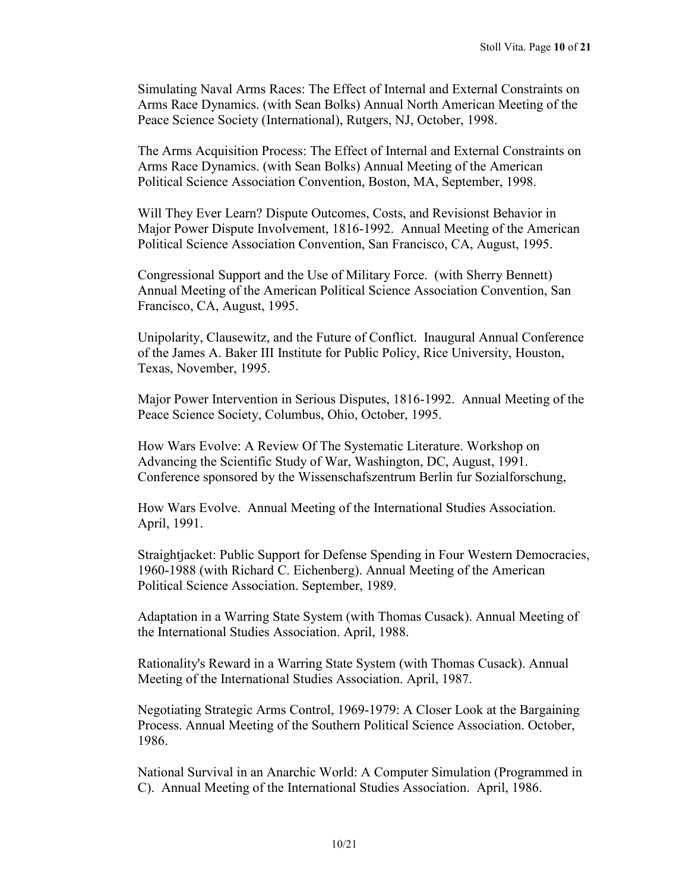Simulating Naval Arms Races: The Effect of Internal and External Constraints on Arms Race Dynamics. (with Sean Bolks) Annual North American Meeting of the Peace Science Society (International), Rutgers, NJ, October, 1998.

The Arms Acquisition Process: The Effect of Internal and External Constraints on Arms Race Dynamics. (with Sean Bolks) Annual Meeting of the American Political Science Association Convention, Boston, MA, September, 1998.

Will They Ever Learn? Dispute Outcomes, Costs, and Revisionst Behavior in Major Power Dispute Involvement, 1816-1992. Annual Meeting of the American Political Science Association Convention, San Francisco, CA, August, 1995.

Congressional Support and the Use of Military Force. (with Sherry Bennett) Annual Meeting of the American Political Science Association Convention, San Francisco, CA, August, 1995.

Unipolarity, Clausewitz, and the Future of Conflict. Inaugural Annual Conference of the James A. Baker III Institute for Public Policy, Rice University, Houston, Texas, November, 1995.

Major Power Intervention in Serious Disputes, 1816-1992. Annual Meeting of the Peace Science Society, Columbus, Ohio, October, 1995.

How Wars Evolve: A Review Of The Systematic Literature. Workshop on Advancing the Scientific Study of War, Washington, DC, August, 1991. Conference sponsored by the Wissenschafszentrum Berlin fur Sozialforschung,

How Wars Evolve. Annual Meeting of the International Studies Association. April, 1991.

Straightjacket: Public Support for Defense Spending in Four Western Democracies, 1960-1988 (with Richard C. Eichenberg). Annual Meeting of the American Political Science Association. September, 1989.

Adaptation in a Warring State System (with Thomas Cusack). Annual Meeting of the International Studies Association. April, 1988.

Rationality's Reward in a Warring State System (with Thomas Cusack). Annual Meeting of the International Studies Association. April, 1987.

Negotiating Strategic Arms Control, 1969-1979: A Closer Look at the Bargaining Process. Annual Meeting of the Southern Political Science Association. October, 1986.

National Survival in an Anarchic World: A Computer Simulation (Programmed in C). Annual Meeting of the International Studies Association. April, 1986.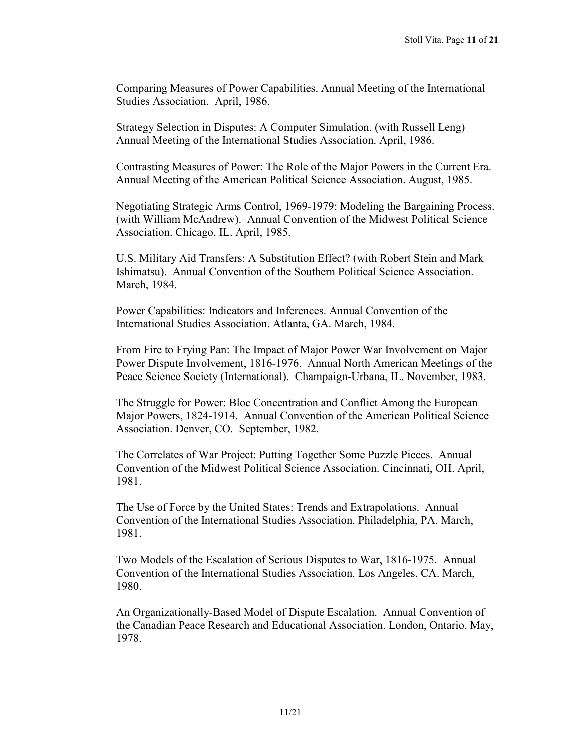Comparing Measures of Power Capabilities. Annual Meeting of the International Studies Association. April, 1986.

Strategy Selection in Disputes: A Computer Simulation. (with Russell Leng) Annual Meeting of the International Studies Association. April, 1986.

Contrasting Measures of Power: The Role of the Major Powers in the Current Era. Annual Meeting of the American Political Science Association. August, 1985.

Negotiating Strategic Arms Control, 1969-1979: Modeling the Bargaining Process. (with William McAndrew). Annual Convention of the Midwest Political Science Association. Chicago, IL. April, 1985.

U.S. Military Aid Transfers: A Substitution Effect? (with Robert Stein and Mark Ishimatsu). Annual Convention of the Southern Political Science Association. March, 1984.

Power Capabilities: Indicators and Inferences. Annual Convention of the International Studies Association. Atlanta, GA. March, 1984.

From Fire to Frying Pan: The Impact of Major Power War Involvement on Major Power Dispute Involvement, 1816-1976. Annual North American Meetings of the Peace Science Society (International). Champaign-Urbana, IL. November, 1983.

The Struggle for Power: Bloc Concentration and Conflict Among the European Major Powers, 1824-1914. Annual Convention of the American Political Science Association. Denver, CO. September, 1982.

The Correlates of War Project: Putting Together Some Puzzle Pieces. Annual Convention of the Midwest Political Science Association. Cincinnati, OH. April, 1981.

The Use of Force by the United States: Trends and Extrapolations. Annual Convention of the International Studies Association. Philadelphia, PA. March, 1981.

Two Models of the Escalation of Serious Disputes to War, 1816-1975. Annual Convention of the International Studies Association. Los Angeles, CA. March, 1980.

An Organizationally-Based Model of Dispute Escalation. Annual Convention of the Canadian Peace Research and Educational Association. London, Ontario. May, 1978.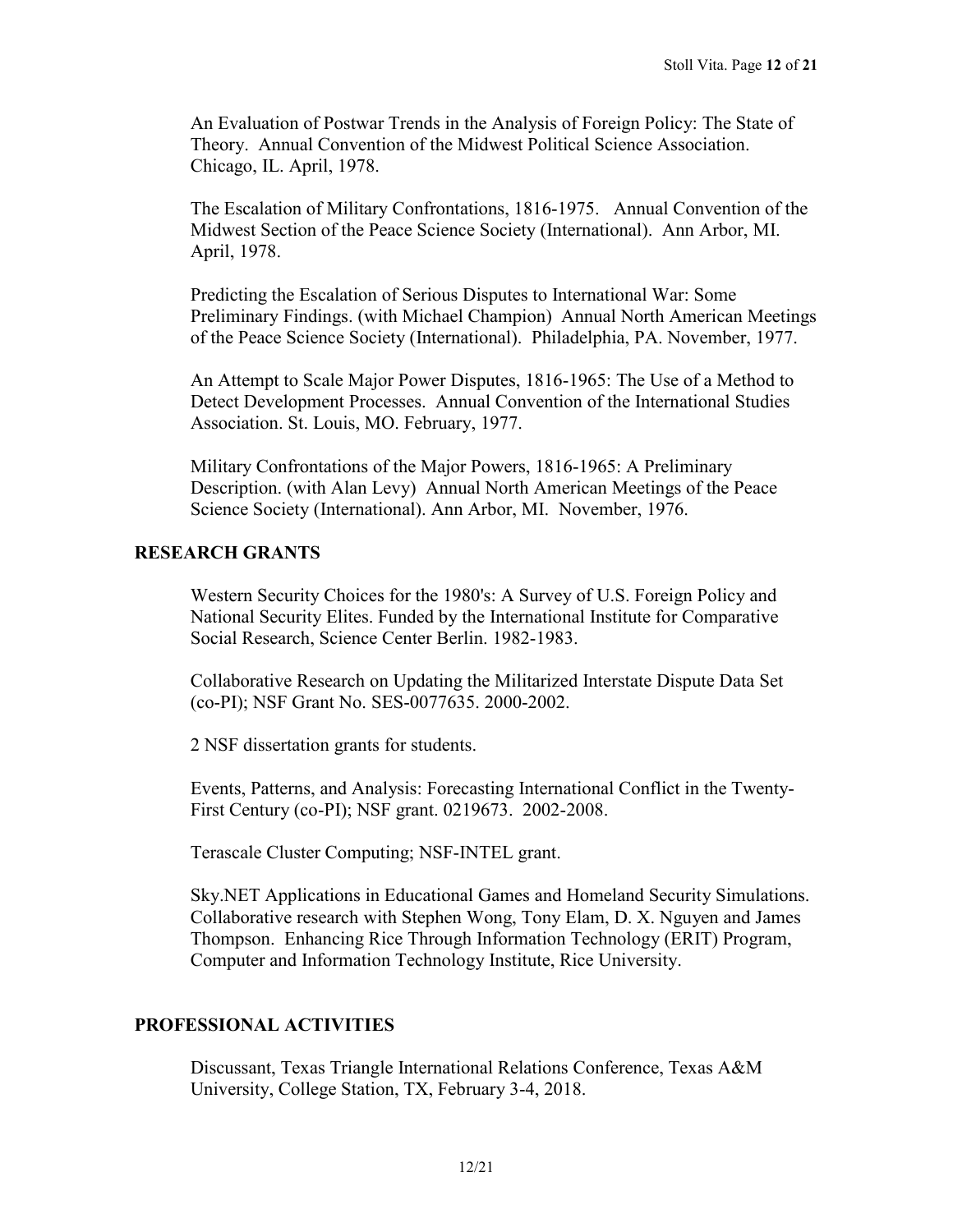An Evaluation of Postwar Trends in the Analysis of Foreign Policy: The State of Theory. Annual Convention of the Midwest Political Science Association. Chicago, IL. April, 1978.

The Escalation of Military Confrontations, 1816-1975. Annual Convention of the Midwest Section of the Peace Science Society (International). Ann Arbor, MI. April, 1978.

Predicting the Escalation of Serious Disputes to International War: Some Preliminary Findings. (with Michael Champion) Annual North American Meetings of the Peace Science Society (International). Philadelphia, PA. November, 1977.

An Attempt to Scale Major Power Disputes, 1816-1965: The Use of a Method to Detect Development Processes. Annual Convention of the International Studies Association. St. Louis, MO. February, 1977.

Military Confrontations of the Major Powers, 1816-1965: A Preliminary Description. (with Alan Levy) Annual North American Meetings of the Peace Science Society (International). Ann Arbor, MI. November, 1976.

## RESEARCH GRANTS

Western Security Choices for the 1980's: A Survey of U.S. Foreign Policy and National Security Elites. Funded by the International Institute for Comparative Social Research, Science Center Berlin. 1982-1983.

Collaborative Research on Updating the Militarized Interstate Dispute Data Set (co-PI); NSF Grant No. SES-0077635. 2000-2002.

2 NSF dissertation grants for students.

Events, Patterns, and Analysis: Forecasting International Conflict in the Twenty-First Century (co-PI); NSF grant. 0219673. 2002-2008.

Terascale Cluster Computing; NSF-INTEL grant.

Sky.NET Applications in Educational Games and Homeland Security Simulations. Collaborative research with Stephen Wong, Tony Elam, D. X. Nguyen and James Thompson. Enhancing Rice Through Information Technology (ERIT) Program, Computer and Information Technology Institute, Rice University.

## PROFESSIONAL ACTIVITIES

Discussant, Texas Triangle International Relations Conference, Texas A&M University, College Station, TX, February 3-4, 2018.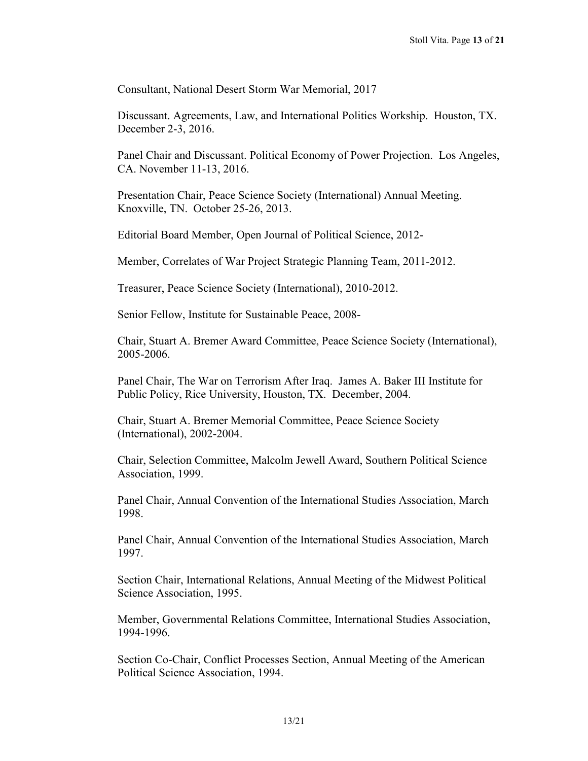Consultant, National Desert Storm War Memorial, 2017

Discussant. Agreements, Law, and International Politics Workship. Houston, TX. December 2-3, 2016.

Panel Chair and Discussant. Political Economy of Power Projection. Los Angeles, CA. November 11-13, 2016.

Presentation Chair, Peace Science Society (International) Annual Meeting. Knoxville, TN. October 25-26, 2013.

Editorial Board Member, Open Journal of Political Science, 2012-

Member, Correlates of War Project Strategic Planning Team, 2011-2012.

Treasurer, Peace Science Society (International), 2010-2012.

Senior Fellow, Institute for Sustainable Peace, 2008-

Chair, Stuart A. Bremer Award Committee, Peace Science Society (International), 2005-2006.

Panel Chair, The War on Terrorism After Iraq. James A. Baker III Institute for Public Policy, Rice University, Houston, TX. December, 2004.

Chair, Stuart A. Bremer Memorial Committee, Peace Science Society (International), 2002-2004.

Chair, Selection Committee, Malcolm Jewell Award, Southern Political Science Association, 1999.

Panel Chair, Annual Convention of the International Studies Association, March 1998.

Panel Chair, Annual Convention of the International Studies Association, March 1997.

Section Chair, International Relations, Annual Meeting of the Midwest Political Science Association, 1995.

Member, Governmental Relations Committee, International Studies Association, 1994-1996.

Section Co-Chair, Conflict Processes Section, Annual Meeting of the American Political Science Association, 1994.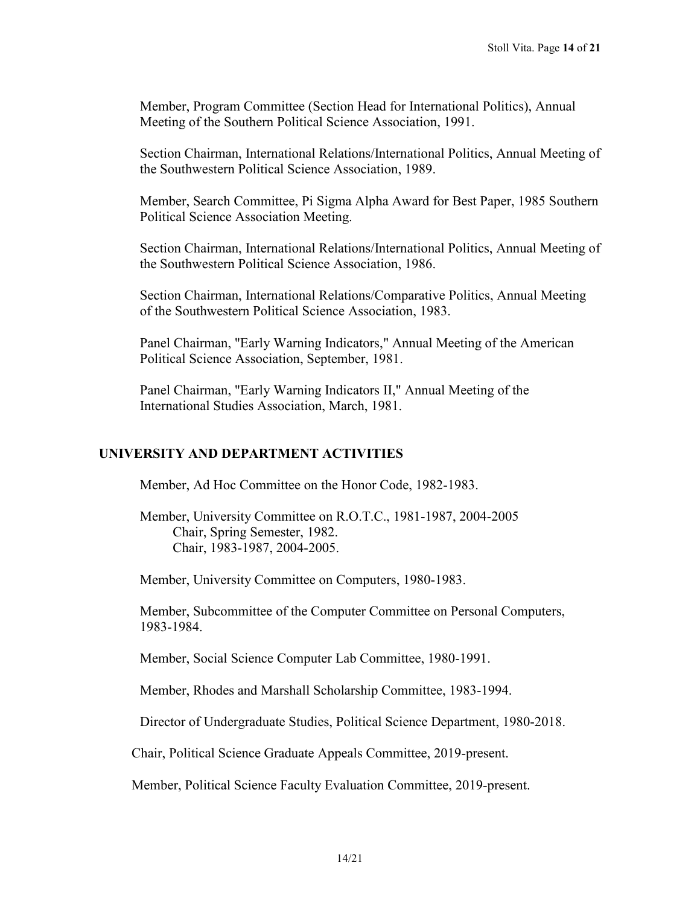Member, Program Committee (Section Head for International Politics), Annual Meeting of the Southern Political Science Association, 1991.

Section Chairman, International Relations/International Politics, Annual Meeting of the Southwestern Political Science Association, 1989.

Member, Search Committee, Pi Sigma Alpha Award for Best Paper, 1985 Southern Political Science Association Meeting.

Section Chairman, International Relations/International Politics, Annual Meeting of the Southwestern Political Science Association, 1986.

Section Chairman, International Relations/Comparative Politics, Annual Meeting of the Southwestern Political Science Association, 1983.

Panel Chairman, "Early Warning Indicators," Annual Meeting of the American Political Science Association, September, 1981.

Panel Chairman, "Early Warning Indicators II," Annual Meeting of the International Studies Association, March, 1981.

## UNIVERSITY AND DEPARTMENT ACTIVITIES

Member, Ad Hoc Committee on the Honor Code, 1982-1983.

Member, University Committee on R.O.T.C., 1981-1987, 2004-2005
- Chair, Spring Semester, 1982.
- Chair, 1983-1987, 2004-2005.

Member, University Committee on Computers, 1980-1983.

Member, Subcommittee of the Computer Committee on Personal Computers, 1983-1984.

Member, Social Science Computer Lab Committee, 1980-1991.

Member, Rhodes and Marshall Scholarship Committee, 1983-1994.

Director of Undergraduate Studies, Political Science Department, 1980-2018.

Chair, Political Science Graduate Appeals Committee, 2019-present.

Member, Political Science Faculty Evaluation Committee, 2019-present.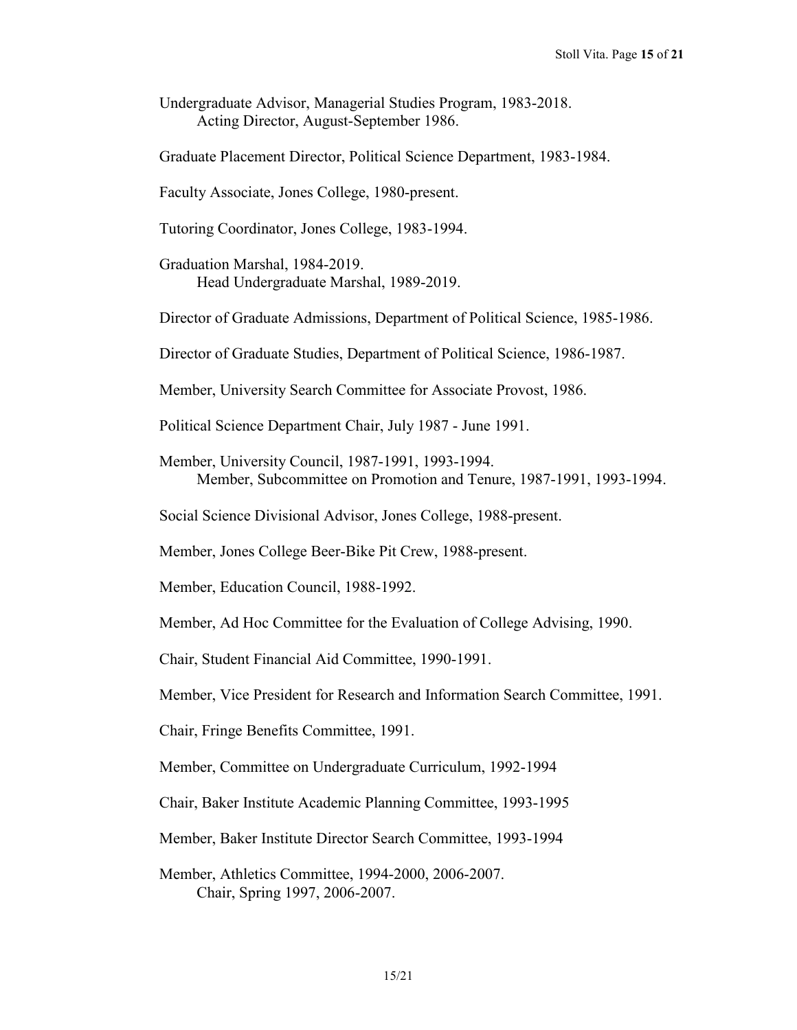Undergraduate Advisor, Managerial Studies Program, 1983-2018.
    Acting Director, August-September 1986.

Graduate Placement Director, Political Science Department, 1983-1984.

Faculty Associate, Jones College, 1980-present.

Tutoring Coordinator, Jones College, 1983-1994.

Graduation Marshal, 1984-2019.
    Head Undergraduate Marshal, 1989-2019.

Director of Graduate Admissions, Department of Political Science, 1985-1986.

Director of Graduate Studies, Department of Political Science, 1986-1987.

Member, University Search Committee for Associate Provost, 1986.

Political Science Department Chair, July 1987 - June 1991.

Member, University Council, 1987-1991, 1993-1994.
    Member, Subcommittee on Promotion and Tenure, 1987-1991, 1993-1994.

Social Science Divisional Advisor, Jones College, 1988-present.

Member, Jones College Beer-Bike Pit Crew, 1988-present.

Member, Education Council, 1988-1992.

Member, Ad Hoc Committee for the Evaluation of College Advising, 1990.

Chair, Student Financial Aid Committee, 1990-1991.

Member, Vice President for Research and Information Search Committee, 1991.

Chair, Fringe Benefits Committee, 1991.

Member, Committee on Undergraduate Curriculum, 1992-1994

Chair, Baker Institute Academic Planning Committee, 1993-1995

Member, Baker Institute Director Search Committee, 1993-1994

Member, Athletics Committee, 1994-2000, 2006-2007.
    Chair, Spring 1997, 2006-2007.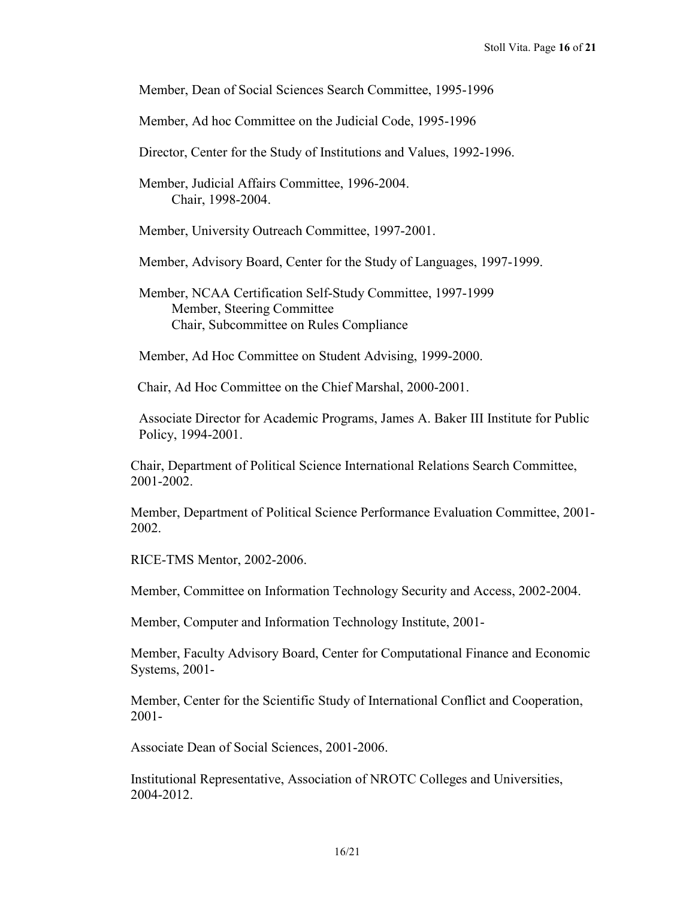Member, Dean of Social Sciences Search Committee, 1995-1996

Member, Ad hoc Committee on the Judicial Code, 1995-1996

Director, Center for the Study of Institutions and Values, 1992-1996.

Member, Judicial Affairs Committee, 1996-2004.
  Chair, 1998-2004.

Member, University Outreach Committee, 1997-2001.

Member, Advisory Board, Center for the Study of Languages, 1997-1999.

Member, NCAA Certification Self-Study Committee, 1997-1999
  Member, Steering Committee
  Chair, Subcommittee on Rules Compliance

Member, Ad Hoc Committee on Student Advising, 1999-2000.

Chair, Ad Hoc Committee on the Chief Marshal, 2000-2001.

Associate Director for Academic Programs, James A. Baker III Institute for Public Policy, 1994-2001.

Chair, Department of Political Science International Relations Search Committee, 2001-2002.

Member, Department of Political Science Performance Evaluation Committee, 2001-2002.

RICE-TMS Mentor, 2002-2006.

Member, Committee on Information Technology Security and Access, 2002-2004.

Member, Computer and Information Technology Institute, 2001-

Member, Faculty Advisory Board, Center for Computational Finance and Economic Systems, 2001-

Member, Center for the Scientific Study of International Conflict and Cooperation, 2001-

Associate Dean of Social Sciences, 2001-2006.

Institutional Representative, Association of NROTC Colleges and Universities, 2004-2012.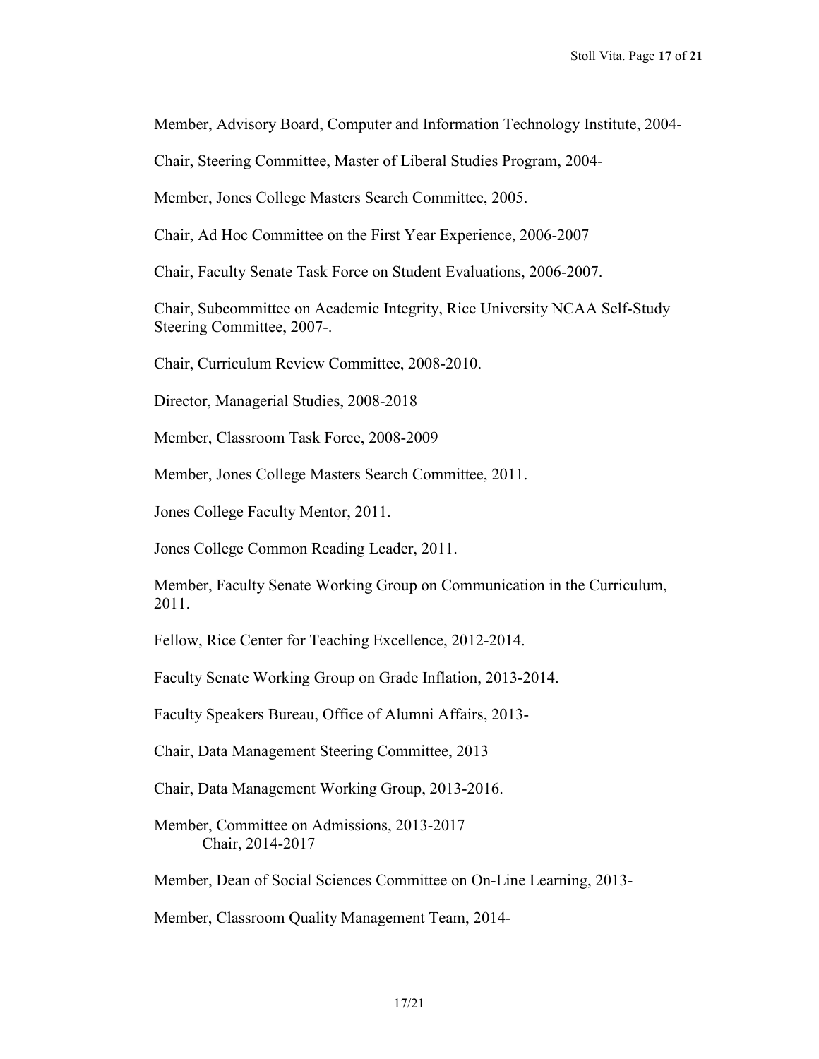Member, Advisory Board, Computer and Information Technology Institute, 2004-

Chair, Steering Committee, Master of Liberal Studies Program, 2004-

Member, Jones College Masters Search Committee, 2005.

Chair, Ad Hoc Committee on the First Year Experience, 2006-2007

Chair, Faculty Senate Task Force on Student Evaluations, 2006-2007.

Chair, Subcommittee on Academic Integrity, Rice University NCAA Self-Study Steering Committee, 2007-.

Chair, Curriculum Review Committee, 2008-2010.

Director, Managerial Studies, 2008-2018

Member, Classroom Task Force, 2008-2009

Member, Jones College Masters Search Committee, 2011.

Jones College Faculty Mentor, 2011.

Jones College Common Reading Leader, 2011.

Member, Faculty Senate Working Group on Communication in the Curriculum, 2011.

Fellow, Rice Center for Teaching Excellence, 2012-2014.

Faculty Senate Working Group on Grade Inflation, 2013-2014.

Faculty Speakers Bureau, Office of Alumni Affairs, 2013-

Chair, Data Management Steering Committee, 2013

Chair, Data Management Working Group, 2013-2016.

Member, Committee on Admissions, 2013-2017
    Chair, 2014-2017

Member, Dean of Social Sciences Committee on On-Line Learning, 2013-

Member, Classroom Quality Management Team, 2014-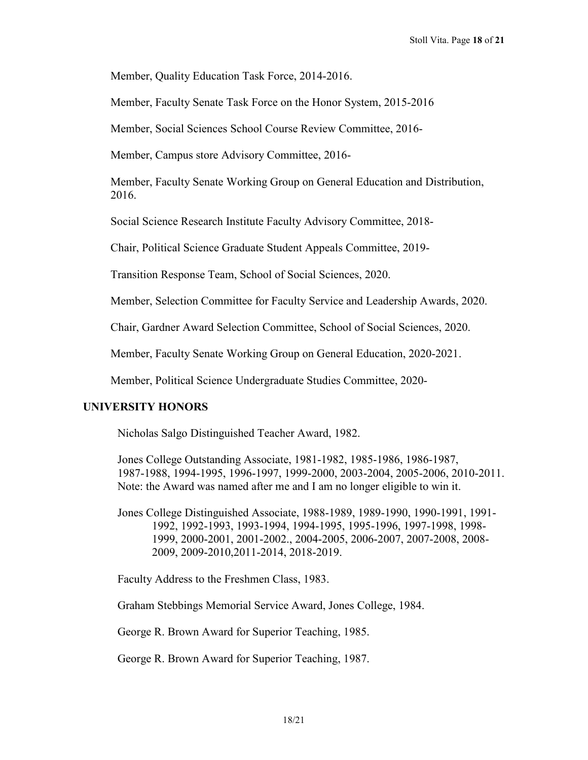Member, Quality Education Task Force, 2014-2016.

Member, Faculty Senate Task Force on the Honor System, 2015-2016

Member, Social Sciences School Course Review Committee, 2016-

Member, Campus store Advisory Committee, 2016-

Member, Faculty Senate Working Group on General Education and Distribution, 2016.

Social Science Research Institute Faculty Advisory Committee, 2018-

Chair, Political Science Graduate Student Appeals Committee, 2019-

Transition Response Team, School of Social Sciences, 2020.

Member, Selection Committee for Faculty Service and Leadership Awards, 2020.

Chair, Gardner Award Selection Committee, School of Social Sciences, 2020.

Member, Faculty Senate Working Group on General Education, 2020-2021.

Member, Political Science Undergraduate Studies Committee, 2020-

## UNIVERSITY HONORS

Nicholas Salgo Distinguished Teacher Award, 1982.

Jones College Outstanding Associate, 1981-1982, 1985-1986, 1986-1987, 1987-1988, 1994-1995, 1996-1997, 1999-2000, 2003-2004, 2005-2006, 2010-2011. Note: the Award was named after me and I am no longer eligible to win it.

Jones College Distinguished Associate, 1988-1989, 1989-1990, 1990-1991, 1991-1992, 1992-1993, 1993-1994, 1994-1995, 1995-1996, 1997-1998, 1998-1999, 2000-2001, 2001-2002., 2004-2005, 2006-2007, 2007-2008, 2008-2009, 2009-2010,2011-2014, 2018-2019.

Faculty Address to the Freshmen Class, 1983.

Graham Stebbings Memorial Service Award, Jones College, 1984.

George R. Brown Award for Superior Teaching, 1985.

George R. Brown Award for Superior Teaching, 1987.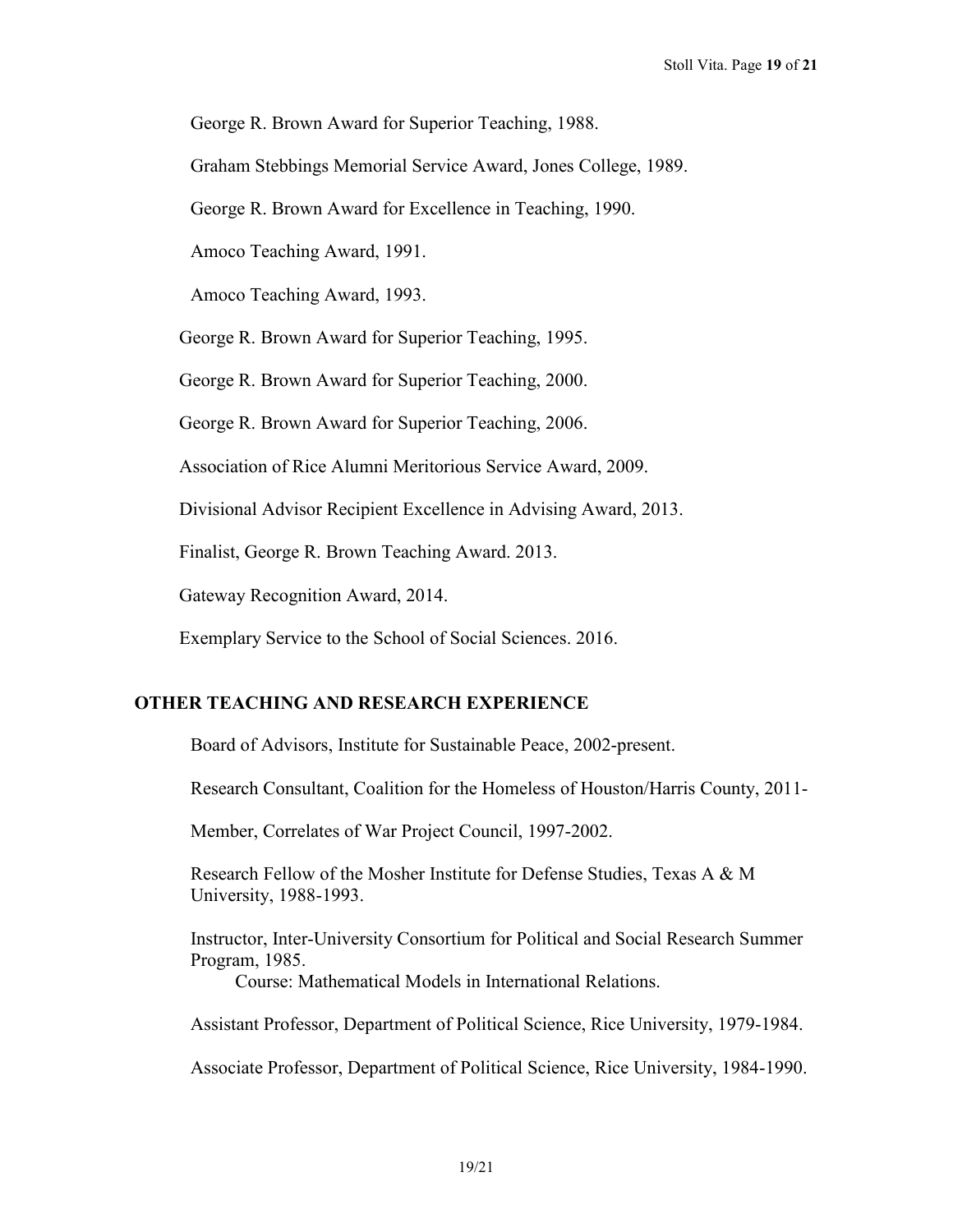George R. Brown Award for Superior Teaching, 1988.

Graham Stebbings Memorial Service Award, Jones College, 1989.

George R. Brown Award for Excellence in Teaching, 1990.

Amoco Teaching Award, 1991.

Amoco Teaching Award, 1993.

George R. Brown Award for Superior Teaching, 1995.

George R. Brown Award for Superior Teaching, 2000.

George R. Brown Award for Superior Teaching, 2006.

Association of Rice Alumni Meritorious Service Award, 2009.

Divisional Advisor Recipient Excellence in Advising Award, 2013.

Finalist, George R. Brown Teaching Award. 2013.

Gateway Recognition Award, 2014.

Exemplary Service to the School of Social Sciences. 2016.

## OTHER TEACHING AND RESEARCH EXPERIENCE

Board of Advisors, Institute for Sustainable Peace, 2002-present.

Research Consultant, Coalition for the Homeless of Houston/Harris County, 2011-

Member, Correlates of War Project Council, 1997-2002.

Research Fellow of the Mosher Institute for Defense Studies, Texas A & M University, 1988-1993.

Instructor, Inter-University Consortium for Political and Social Research Summer Program, 1985.
Course: Mathematical Models in International Relations.

Assistant Professor, Department of Political Science, Rice University, 1979-1984.

Associate Professor, Department of Political Science, Rice University, 1984-1990.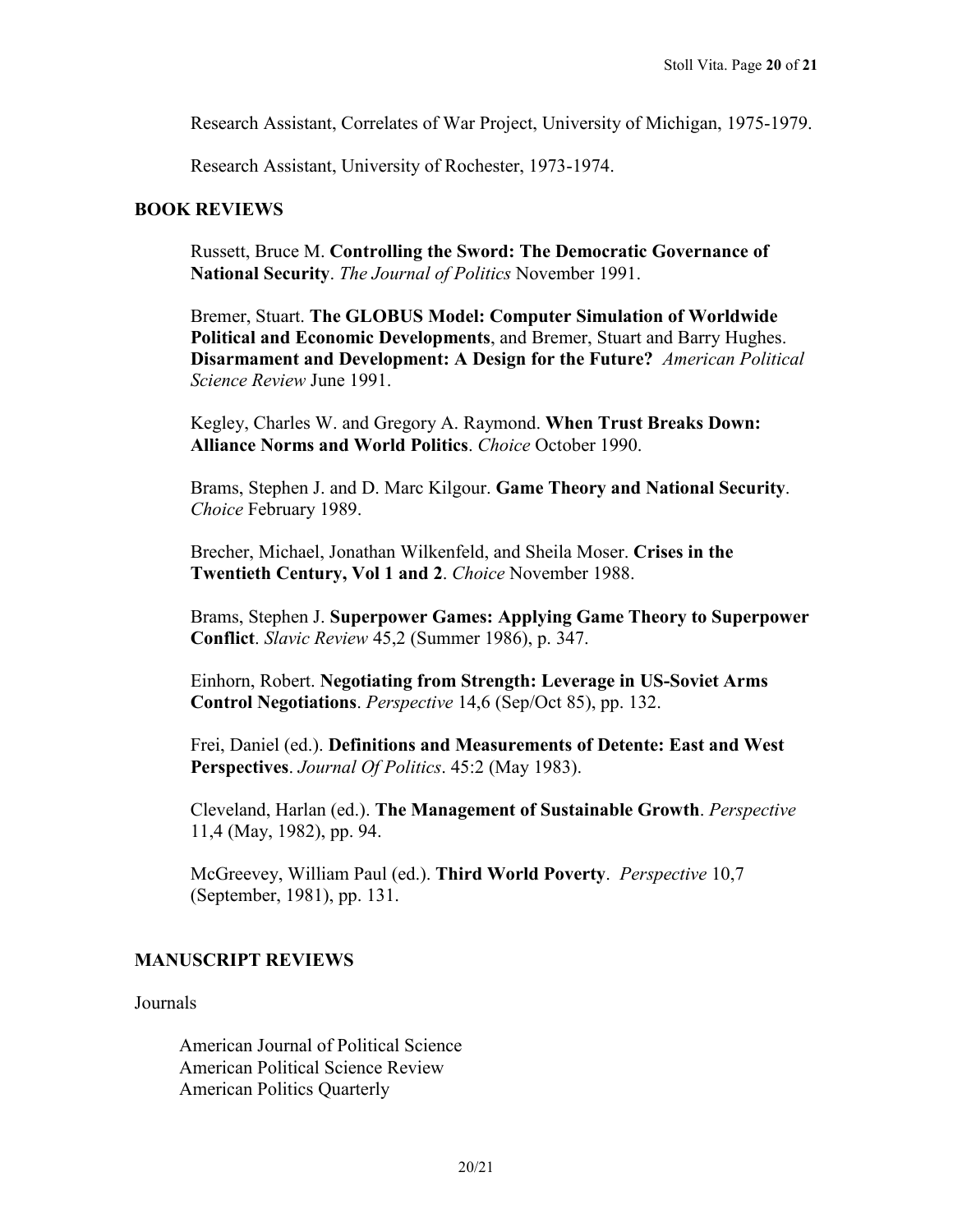Research Assistant, Correlates of War Project, University of Michigan, 1975-1979.

Research Assistant, University of Rochester, 1973-1974.

## BOOK REVIEWS

Russett, Bruce M. **Controlling the Sword: The Democratic Governance of National Security**. *The Journal of Politics* November 1991.

Bremer, Stuart. **The GLOBUS Model: Computer Simulation of Worldwide Political and Economic Developments**, and Bremer, Stuart and Barry Hughes. **Disarmament and Development: A Design for the Future?** *American Political Science Review* June 1991.

Kegley, Charles W. and Gregory A. Raymond. **When Trust Breaks Down: Alliance Norms and World Politics**. *Choice* October 1990.

Brams, Stephen J. and D. Marc Kilgour. **Game Theory and National Security**. *Choice* February 1989.

Brecher, Michael, Jonathan Wilkenfeld, and Sheila Moser. **Crises in the Twentieth Century, Vol 1 and 2**. *Choice* November 1988.

Brams, Stephen J. **Superpower Games: Applying Game Theory to Superpower Conflict**. *Slavic Review* 45,2 (Summer 1986), p. 347.

Einhorn, Robert. **Negotiating from Strength: Leverage in US-Soviet Arms Control Negotiations**. *Perspective* 14,6 (Sep/Oct 85), pp. 132.

Frei, Daniel (ed.). **Definitions and Measurements of Detente: East and West Perspectives**. *Journal Of Politics*. 45:2 (May 1983).

Cleveland, Harlan (ed.). **The Management of Sustainable Growth**. *Perspective* 11,4 (May, 1982), pp. 94.

McGreevey, William Paul (ed.). **Third World Poverty**. *Perspective* 10,7 (September, 1981), pp. 131.

## MANUSCRIPT REVIEWS

Journals

American Journal of Political Science
American Political Science Review
American Politics Quarterly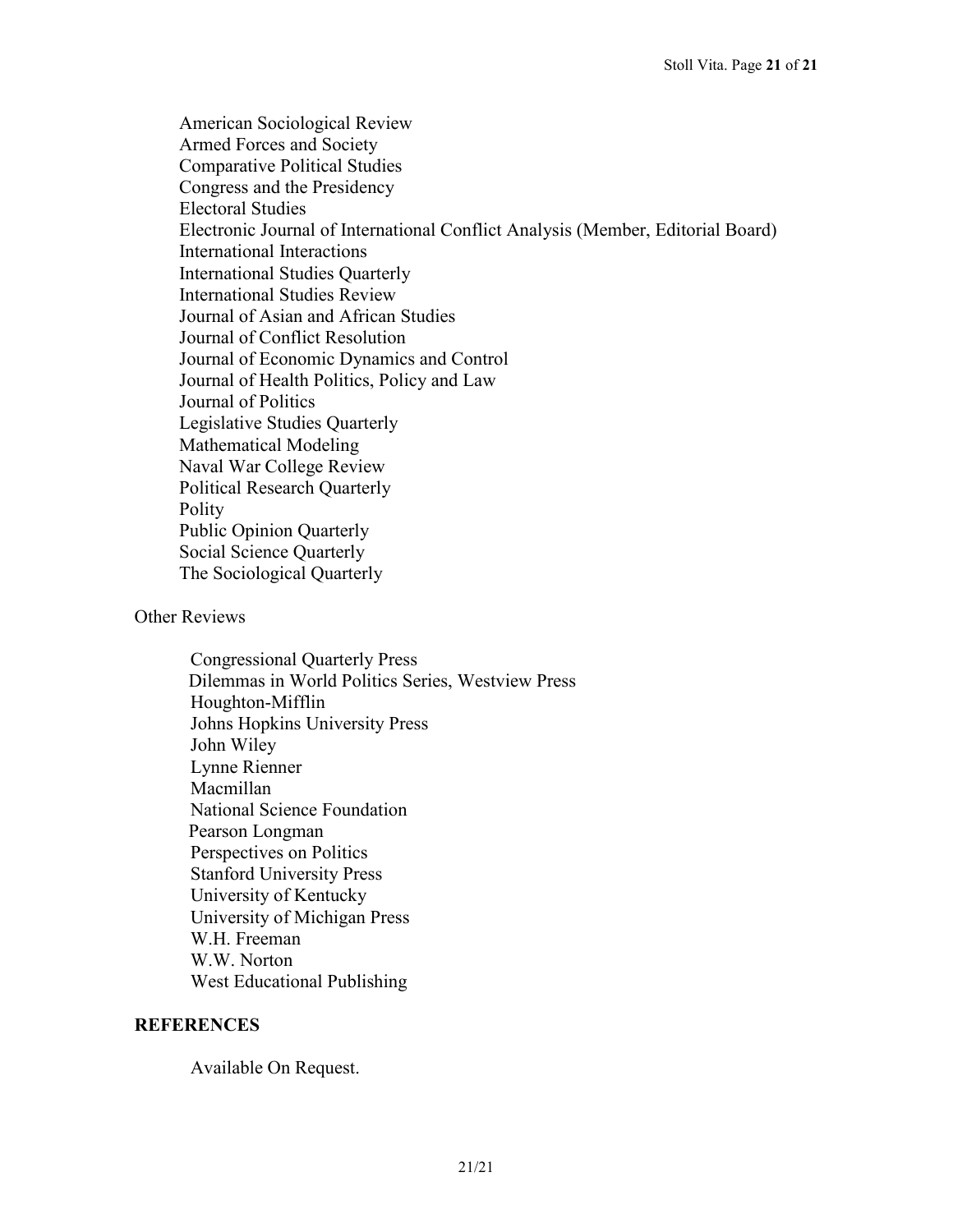American Sociological Review
Armed Forces and Society
Comparative Political Studies
Congress and the Presidency
Electoral Studies
Electronic Journal of International Conflict Analysis (Member, Editorial Board)
International Interactions
International Studies Quarterly
International Studies Review
Journal of Asian and African Studies
Journal of Conflict Resolution
Journal of Economic Dynamics and Control
Journal of Health Politics, Policy and Law
Journal of Politics
Legislative Studies Quarterly
Mathematical Modeling
Naval War College Review
Political Research Quarterly
Polity
Public Opinion Quarterly
Social Science Quarterly
The Sociological Quarterly

Other Reviews

Congressional Quarterly Press
Dilemmas in World Politics Series, Westview Press
Houghton-Mifflin
Johns Hopkins University Press
John Wiley
Lynne Rienner
Macmillan
National Science Foundation
Pearson Longman
Perspectives on Politics
Stanford University Press
University of Kentucky
University of Michigan Press
W.H. Freeman
W.W. Norton
West Educational Publishing

## REFERENCES

Available On Request.